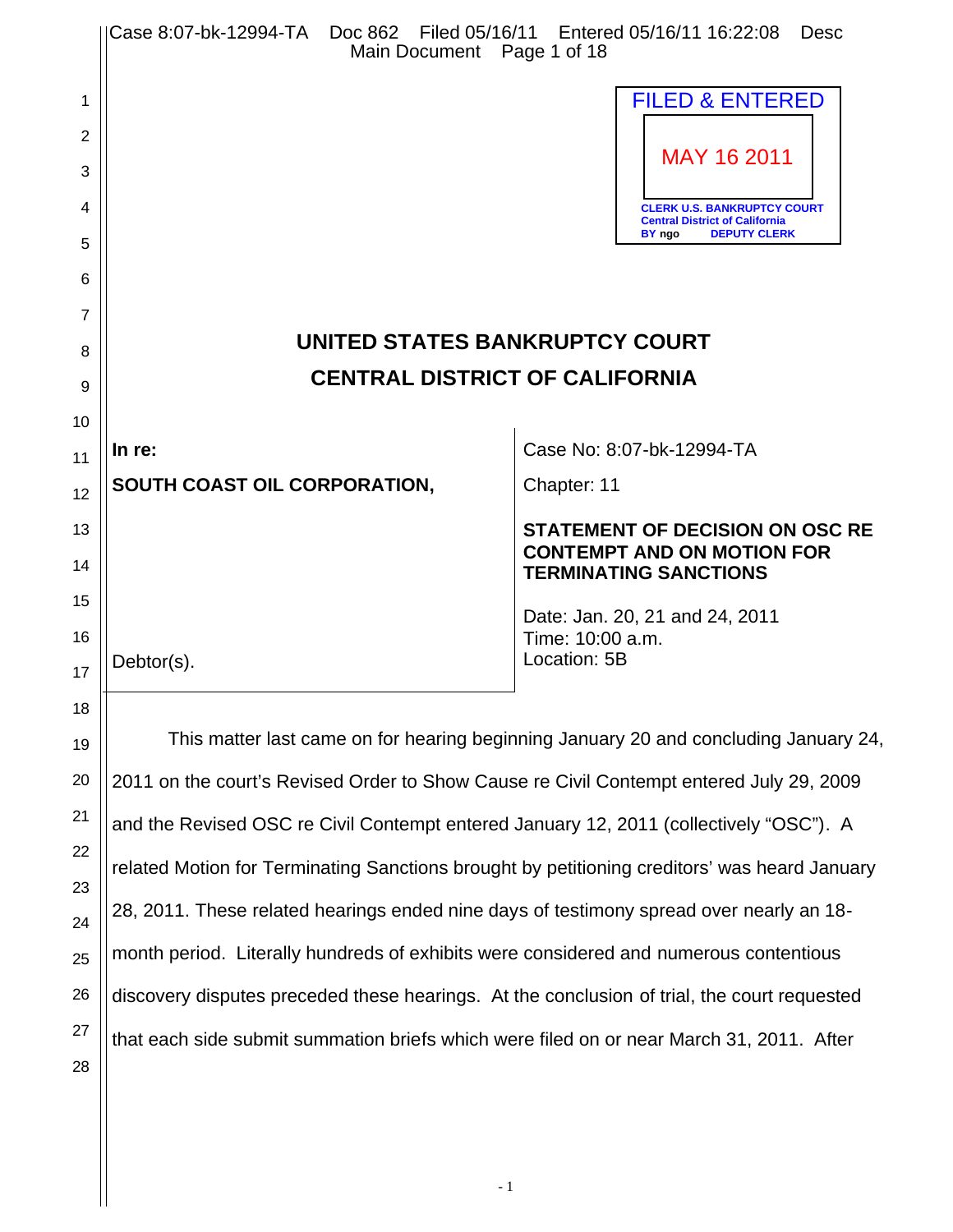FILED & ENTERED

MAY 16 2011

CLERK U.S. BANKRUPTCY COURT
Central District of California
BY ngo DEPUTY CLERK

# UNITED STATES BANKRUPTCY COURT
# CENTRAL DISTRICT OF CALIFORNIA

| | |
|---|---|
| **In re:**<br><br>**SOUTH COAST OIL CORPORATION,**<br><br>Debtor(s). | Case No: 8:07-bk-12994-TA<br><br>Chapter: 11<br><br>**STATEMENT OF DECISION ON OSC RE CONTEMPT AND ON MOTION FOR TERMINATING SANCTIONS**<br><br>Date: Jan. 20, 21 and 24, 2011<br>Time: 10:00 a.m.<br>Location: 5B |

This matter last came on for hearing beginning January 20 and concluding January 24, 2011 on the court's Revised Order to Show Cause re Civil Contempt entered July 29, 2009 and the Revised OSC re Civil Contempt entered January 12, 2011 (collectively "OSC"). A related Motion for Terminating Sanctions brought by petitioning creditors' was heard January 28, 2011. These related hearings ended nine days of testimony spread over nearly an 18-month period. Literally hundreds of exhibits were considered and numerous contentious discovery disputes preceded these hearings. At the conclusion of trial, the court requested that each side submit summation briefs which were filed on or near March 31, 2011. After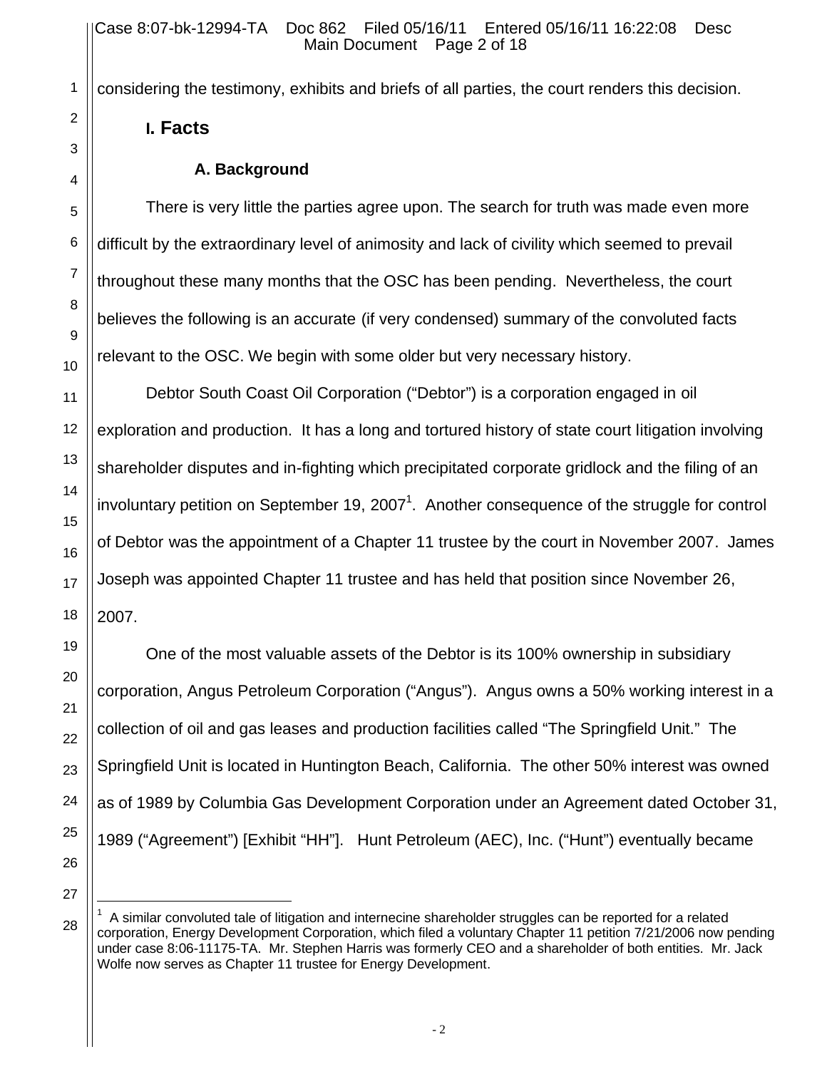considering the testimony, exhibits and briefs of all parties, the court renders this decision.

## I. Facts

### A. Background

There is very little the parties agree upon. The search for truth was made even more difficult by the extraordinary level of animosity and lack of civility which seemed to prevail throughout these many months that the OSC has been pending. Nevertheless, the court believes the following is an accurate (if very condensed) summary of the convoluted facts relevant to the OSC. We begin with some older but very necessary history.

Debtor South Coast Oil Corporation ("Debtor") is a corporation engaged in oil exploration and production. It has a long and tortured history of state court litigation involving shareholder disputes and in-fighting which precipitated corporate gridlock and the filing of an involuntary petition on September 19, 2007[1]. Another consequence of the struggle for control of Debtor was the appointment of a Chapter 11 trustee by the court in November 2007. James Joseph was appointed Chapter 11 trustee and has held that position since November 26, 2007.

One of the most valuable assets of the Debtor is its 100% ownership in subsidiary corporation, Angus Petroleum Corporation ("Angus"). Angus owns a 50% working interest in a collection of oil and gas leases and production facilities called "The Springfield Unit." The Springfield Unit is located in Huntington Beach, California. The other 50% interest was owned as of 1989 by Columbia Gas Development Corporation under an Agreement dated October 31, 1989 ("Agreement") [Exhibit "HH"]. Hunt Petroleum (AEC), Inc. ("Hunt") eventually became

---

[1] A similar convoluted tale of litigation and internecine shareholder struggles can be reported for a related corporation, Energy Development Corporation, which filed a voluntary Chapter 11 petition 7/21/2006 now pending under case 8:06-11175-TA. Mr. Stephen Harris was formerly CEO and a shareholder of both entities. Mr. Jack Wolfe now serves as Chapter 11 trustee for Energy Development.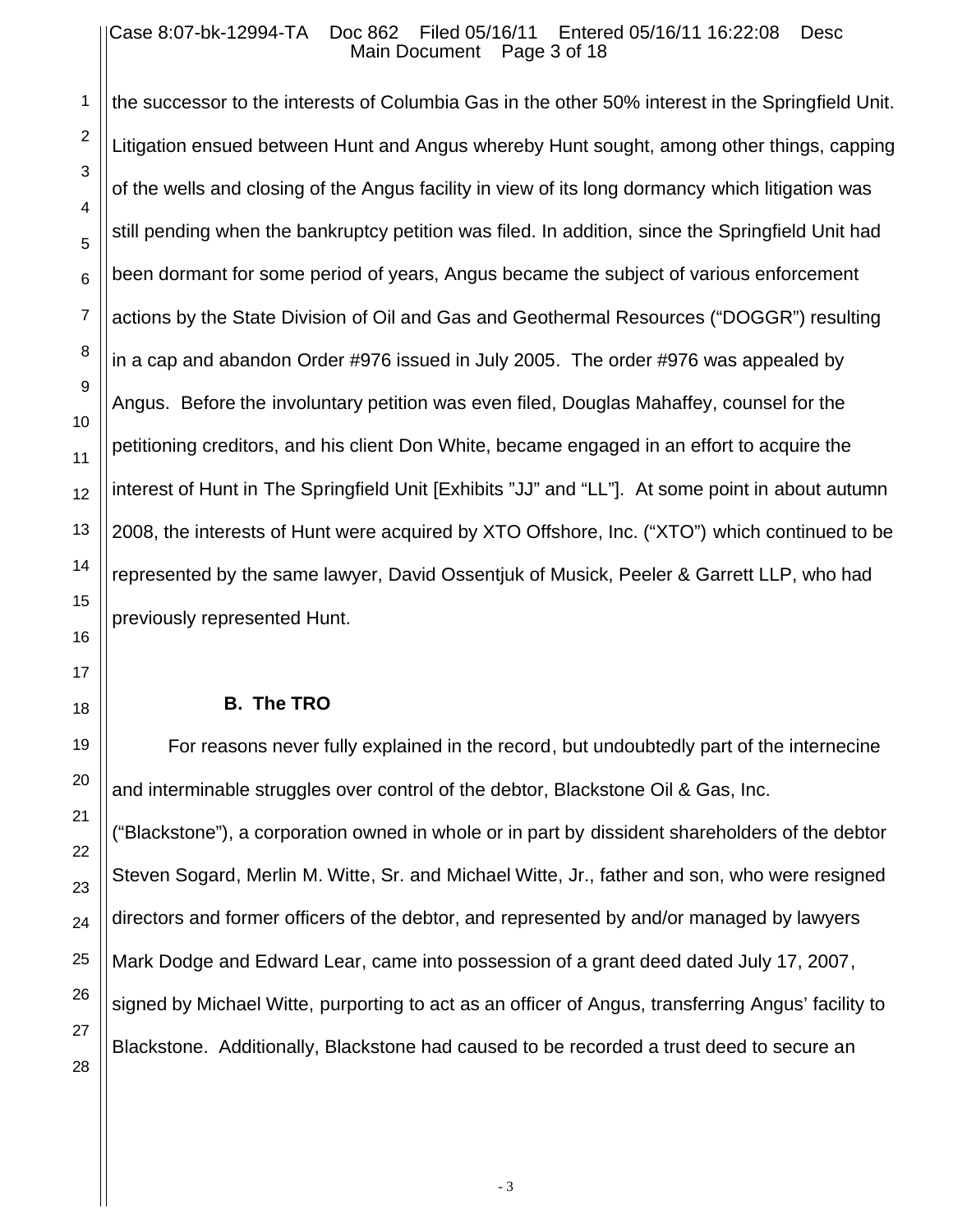the successor to the interests of Columbia Gas in the other 50% interest in the Springfield Unit. Litigation ensued between Hunt and Angus whereby Hunt sought, among other things, capping of the wells and closing of the Angus facility in view of its long dormancy which litigation was still pending when the bankruptcy petition was filed. In addition, since the Springfield Unit had been dormant for some period of years, Angus became the subject of various enforcement actions by the State Division of Oil and Gas and Geothermal Resources ("DOGGR") resulting in a cap and abandon Order #976 issued in July 2005. The order #976 was appealed by Angus. Before the involuntary petition was even filed, Douglas Mahaffey, counsel for the petitioning creditors, and his client Don White, became engaged in an effort to acquire the interest of Hunt in The Springfield Unit [Exhibits "JJ" and "LL"]. At some point in about autumn 2008, the interests of Hunt were acquired by XTO Offshore, Inc. ("XTO") which continued to be represented by the same lawyer, David Ossentjuk of Musick, Peeler & Garrett LLP, who had previously represented Hunt.

### B. The TRO

For reasons never fully explained in the record, but undoubtedly part of the internecine and interminable struggles over control of the debtor, Blackstone Oil & Gas, Inc. ("Blackstone"), a corporation owned in whole or in part by dissident shareholders of the debtor Steven Sogard, Merlin M. Witte, Sr. and Michael Witte, Jr., father and son, who were resigned directors and former officers of the debtor, and represented by and/or managed by lawyers Mark Dodge and Edward Lear, came into possession of a grant deed dated July 17, 2007, signed by Michael Witte, purporting to act as an officer of Angus, transferring Angus' facility to Blackstone. Additionally, Blackstone had caused to be recorded a trust deed to secure an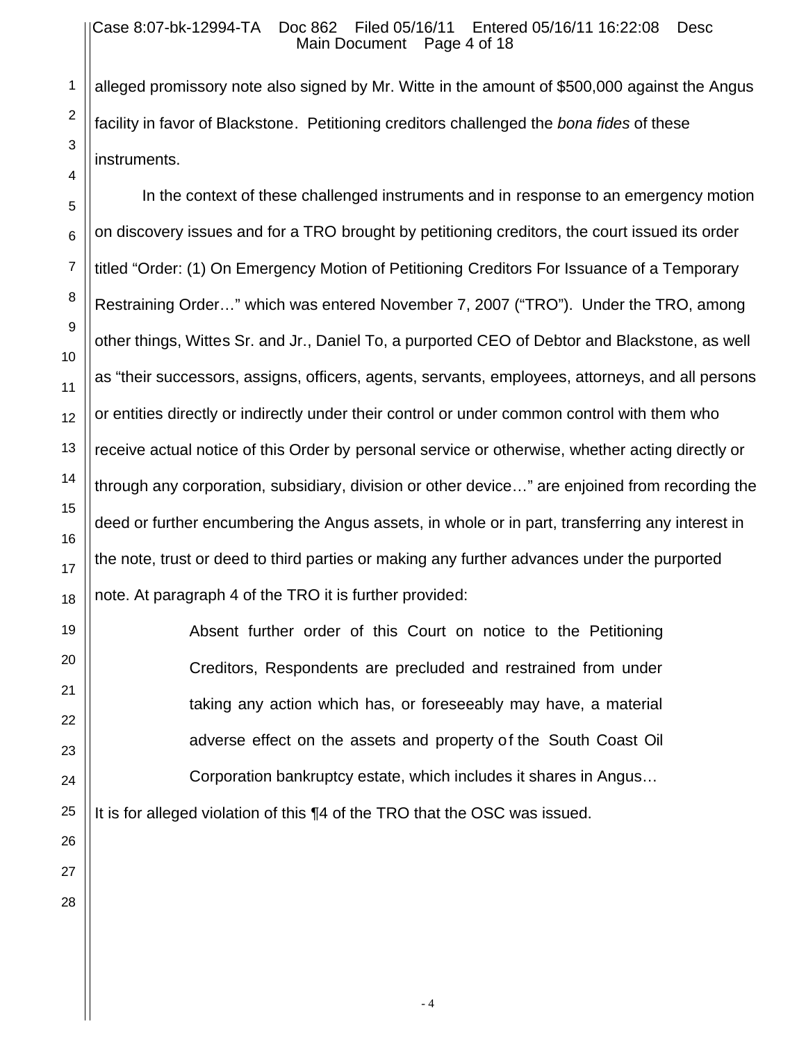alleged promissory note also signed by Mr. Witte in the amount of $500,000 against the Angus facility in favor of Blackstone. Petitioning creditors challenged the *bona fides* of these instruments.

In the context of these challenged instruments and in response to an emergency motion on discovery issues and for a TRO brought by petitioning creditors, the court issued its order titled "Order: (1) On Emergency Motion of Petitioning Creditors For Issuance of a Temporary Restraining Order…" which was entered November 7, 2007 ("TRO"). Under the TRO, among other things, Wittes Sr. and Jr., Daniel To, a purported CEO of Debtor and Blackstone, as well as "their successors, assigns, officers, agents, servants, employees, attorneys, and all persons or entities directly or indirectly under their control or under common control with them who receive actual notice of this Order by personal service or otherwise, whether acting directly or through any corporation, subsidiary, division or other device…" are enjoined from recording the deed or further encumbering the Angus assets, in whole or in part, transferring any interest in the note, trust or deed to third parties or making any further advances under the purported note. At paragraph 4 of the TRO it is further provided:

> Absent further order of this Court on notice to the Petitioning Creditors, Respondents are precluded and restrained from under taking any action which has, or foreseeably may have, a material adverse effect on the assets and property of the South Coast Oil Corporation bankruptcy estate, which includes it shares in Angus…

It is for alleged violation of this ¶4 of the TRO that the OSC was issued.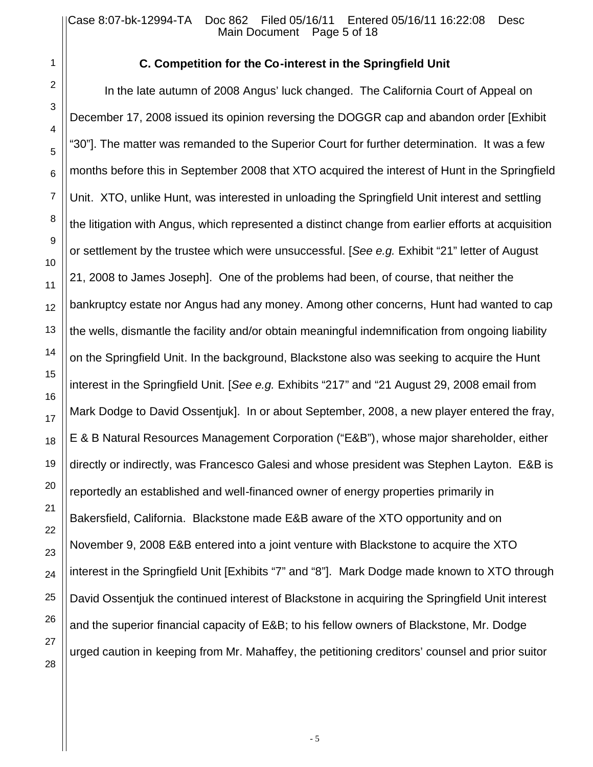### C. Competition for the Co-interest in the Springfield Unit

In the late autumn of 2008 Angus' luck changed. The California Court of Appeal on December 17, 2008 issued its opinion reversing the DOGGR cap and abandon order [Exhibit "30"]. The matter was remanded to the Superior Court for further determination. It was a few months before this in September 2008 that XTO acquired the interest of Hunt in the Springfield Unit. XTO, unlike Hunt, was interested in unloading the Springfield Unit interest and settling the litigation with Angus, which represented a distinct change from earlier efforts at acquisition or settlement by the trustee which were unsuccessful. [*See e.g.* Exhibit "21" letter of August 21, 2008 to James Joseph]. One of the problems had been, of course, that neither the bankruptcy estate nor Angus had any money. Among other concerns, Hunt had wanted to cap the wells, dismantle the facility and/or obtain meaningful indemnification from ongoing liability on the Springfield Unit. In the background, Blackstone also was seeking to acquire the Hunt interest in the Springfield Unit. [*See e.g.* Exhibits "217" and "21 August 29, 2008 email from Mark Dodge to David Ossentjuk]. In or about September, 2008, a new player entered the fray, E & B Natural Resources Management Corporation ("E&B"), whose major shareholder, either directly or indirectly, was Francesco Galesi and whose president was Stephen Layton. E&B is reportedly an established and well-financed owner of energy properties primarily in Bakersfield, California. Blackstone made E&B aware of the XTO opportunity and on November 9, 2008 E&B entered into a joint venture with Blackstone to acquire the XTO interest in the Springfield Unit [Exhibits "7" and "8"]. Mark Dodge made known to XTO through David Ossentjuk the continued interest of Blackstone in acquiring the Springfield Unit interest and the superior financial capacity of E&B; to his fellow owners of Blackstone, Mr. Dodge urged caution in keeping from Mr. Mahaffey, the petitioning creditors' counsel and prior suitor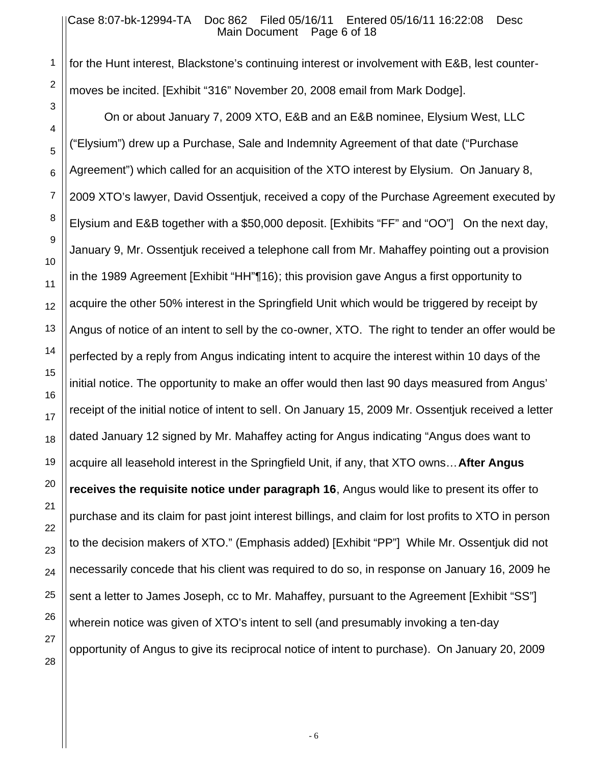for the Hunt interest, Blackstone's continuing interest or involvement with E&B, lest counter-moves be incited. [Exhibit "316" November 20, 2008 email from Mark Dodge].

On or about January 7, 2009 XTO, E&B and an E&B nominee, Elysium West, LLC ("Elysium") drew up a Purchase, Sale and Indemnity Agreement of that date ("Purchase Agreement") which called for an acquisition of the XTO interest by Elysium. On January 8, 2009 XTO's lawyer, David Ossentjuk, received a copy of the Purchase Agreement executed by Elysium and E&B together with a $50,000 deposit. [Exhibits "FF" and "OO"] On the next day, January 9, Mr. Ossentjuk received a telephone call from Mr. Mahaffey pointing out a provision in the 1989 Agreement [Exhibit "HH"¶16); this provision gave Angus a first opportunity to acquire the other 50% interest in the Springfield Unit which would be triggered by receipt by Angus of notice of an intent to sell by the co-owner, XTO. The right to tender an offer would be perfected by a reply from Angus indicating intent to acquire the interest within 10 days of the initial notice. The opportunity to make an offer would then last 90 days measured from Angus' receipt of the initial notice of intent to sell. On January 15, 2009 Mr. Ossentjuk received a letter dated January 12 signed by Mr. Mahaffey acting for Angus indicating "Angus does want to acquire all leasehold interest in the Springfield Unit, if any, that XTO owns…**After Angus receives the requisite notice under paragraph 16**, Angus would like to present its offer to purchase and its claim for past joint interest billings, and claim for lost profits to XTO in person to the decision makers of XTO." (Emphasis added) [Exhibit "PP"] While Mr. Ossentjuk did not necessarily concede that his client was required to do so, in response on January 16, 2009 he sent a letter to James Joseph, cc to Mr. Mahaffey, pursuant to the Agreement [Exhibit "SS"] wherein notice was given of XTO's intent to sell (and presumably invoking a ten-day opportunity of Angus to give its reciprocal notice of intent to purchase). On January 20, 2009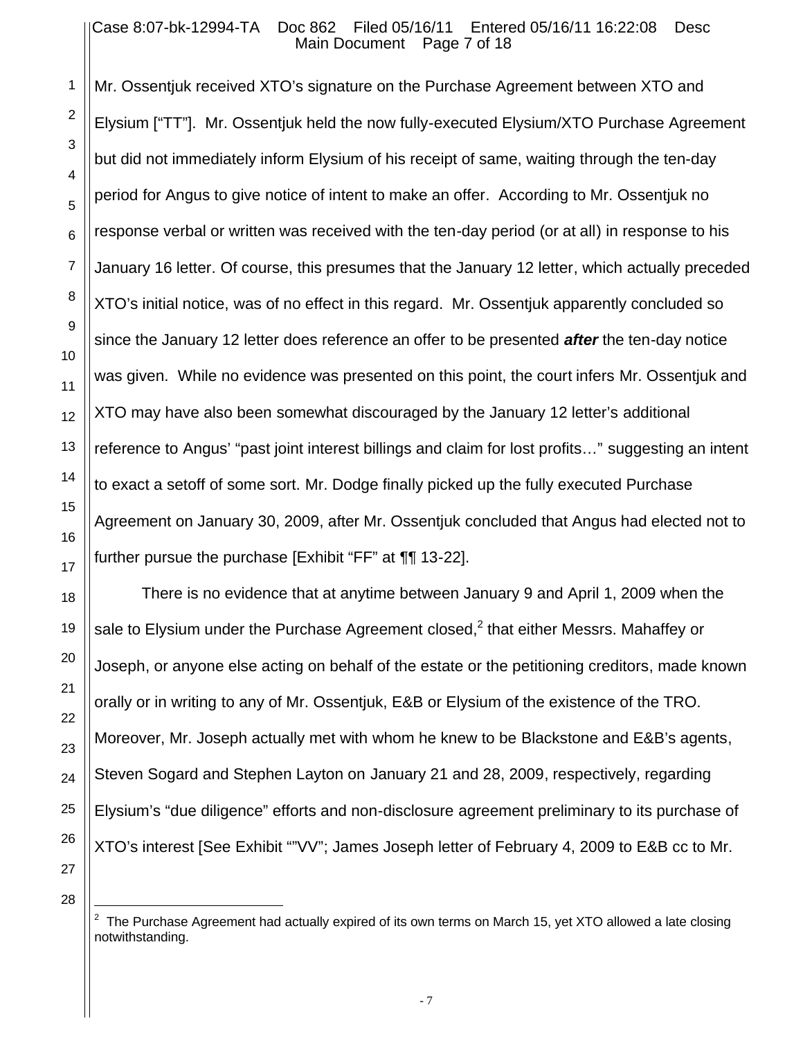Mr. Ossentjuk received XTO's signature on the Purchase Agreement between XTO and Elysium ["TT"]. Mr. Ossentjuk held the now fully-executed Elysium/XTO Purchase Agreement but did not immediately inform Elysium of his receipt of same, waiting through the ten-day period for Angus to give notice of intent to make an offer. According to Mr. Ossentjuk no response verbal or written was received with the ten-day period (or at all) in response to his January 16 letter. Of course, this presumes that the January 12 letter, which actually preceded XTO's initial notice, was of no effect in this regard. Mr. Ossentjuk apparently concluded so since the January 12 letter does reference an offer to be presented ***after*** the ten-day notice was given. While no evidence was presented on this point, the court infers Mr. Ossentjuk and XTO may have also been somewhat discouraged by the January 12 letter's additional reference to Angus' "past joint interest billings and claim for lost profits…" suggesting an intent to exact a setoff of some sort. Mr. Dodge finally picked up the fully executed Purchase Agreement on January 30, 2009, after Mr. Ossentjuk concluded that Angus had elected not to further pursue the purchase [Exhibit "FF" at ¶¶ 13-22].

There is no evidence that at anytime between January 9 and April 1, 2009 when the sale to Elysium under the Purchase Agreement closed,[2] that either Messrs. Mahaffey or Joseph, or anyone else acting on behalf of the estate or the petitioning creditors, made known orally or in writing to any of Mr. Ossentjuk, E&B or Elysium of the existence of the TRO. Moreover, Mr. Joseph actually met with whom he knew to be Blackstone and E&B's agents, Steven Sogard and Stephen Layton on January 21 and 28, 2009, respectively, regarding Elysium's "due diligence" efforts and non-disclosure agreement preliminary to its purchase of XTO's interest [See Exhibit ""VV"; James Joseph letter of February 4, 2009 to E&B cc to Mr.

---

[2] The Purchase Agreement had actually expired of its own terms on March 15, yet XTO allowed a late closing notwithstanding.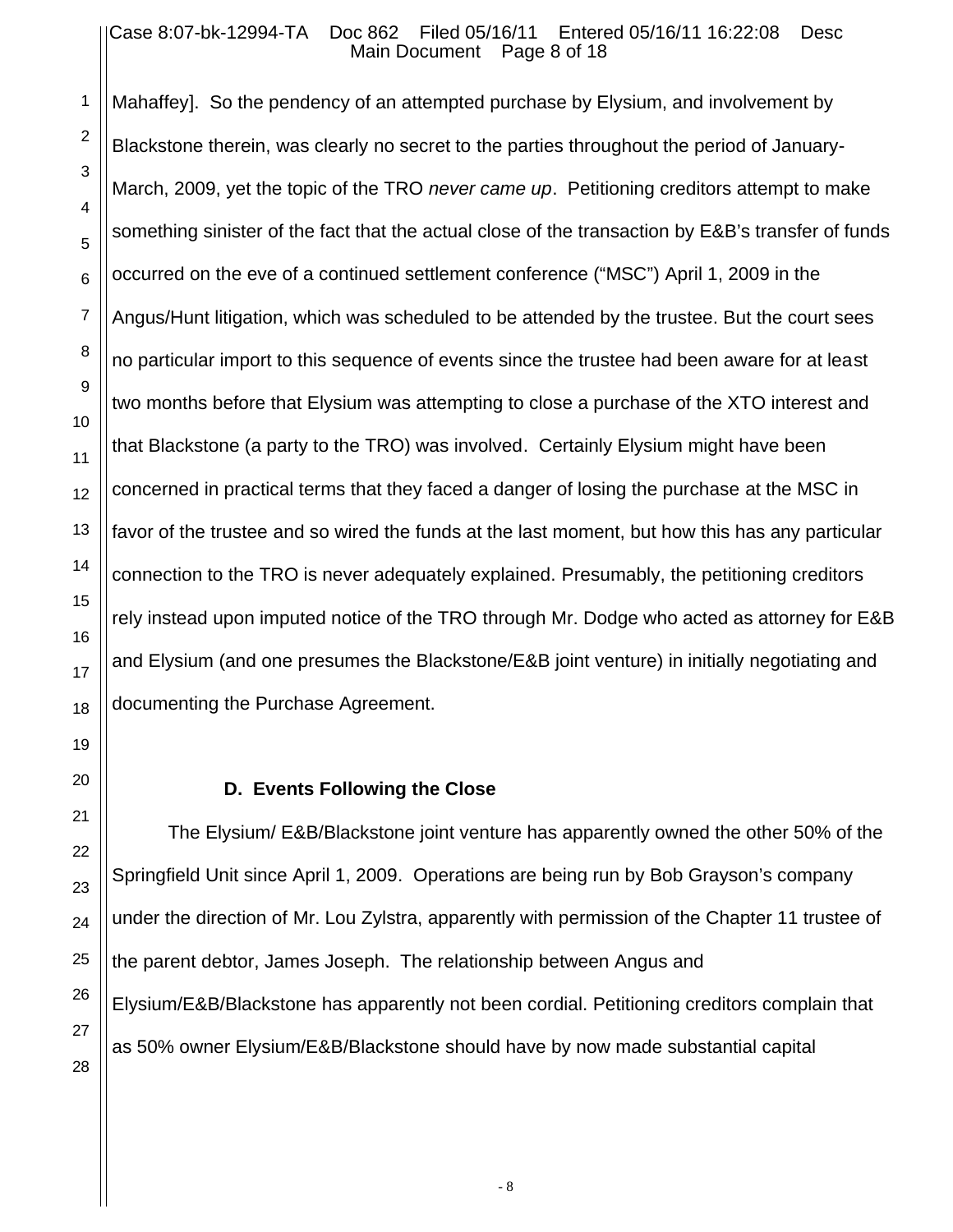Mahaffey]. So the pendency of an attempted purchase by Elysium, and involvement by Blackstone therein, was clearly no secret to the parties throughout the period of January-March, 2009, yet the topic of the TRO *never came up*. Petitioning creditors attempt to make something sinister of the fact that the actual close of the transaction by E&B's transfer of funds occurred on the eve of a continued settlement conference ("MSC") April 1, 2009 in the Angus/Hunt litigation, which was scheduled to be attended by the trustee. But the court sees no particular import to this sequence of events since the trustee had been aware for at least two months before that Elysium was attempting to close a purchase of the XTO interest and that Blackstone (a party to the TRO) was involved. Certainly Elysium might have been concerned in practical terms that they faced a danger of losing the purchase at the MSC in favor of the trustee and so wired the funds at the last moment, but how this has any particular connection to the TRO is never adequately explained. Presumably, the petitioning creditors rely instead upon imputed notice of the TRO through Mr. Dodge who acted as attorney for E&B and Elysium (and one presumes the Blackstone/E&B joint venture) in initially negotiating and documenting the Purchase Agreement.

### D. Events Following the Close

The Elysium/ E&B/Blackstone joint venture has apparently owned the other 50% of the Springfield Unit since April 1, 2009. Operations are being run by Bob Grayson's company under the direction of Mr. Lou Zylstra, apparently with permission of the Chapter 11 trustee of the parent debtor, James Joseph. The relationship between Angus and Elysium/E&B/Blackstone has apparently not been cordial. Petitioning creditors complain that as 50% owner Elysium/E&B/Blackstone should have by now made substantial capital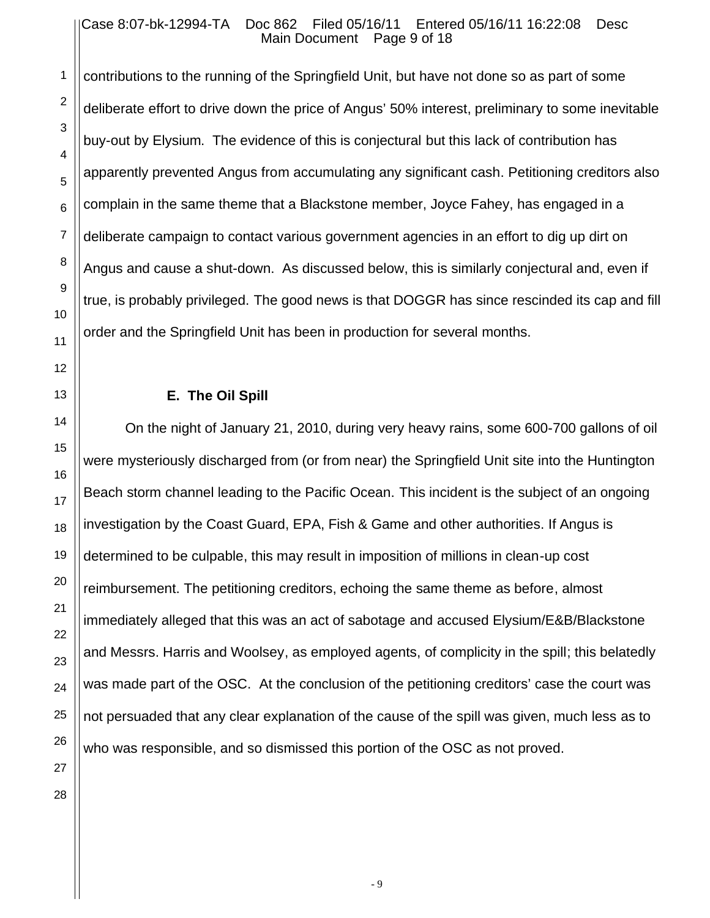contributions to the running of the Springfield Unit, but have not done so as part of some deliberate effort to drive down the price of Angus' 50% interest, preliminary to some inevitable buy-out by Elysium. The evidence of this is conjectural but this lack of contribution has apparently prevented Angus from accumulating any significant cash. Petitioning creditors also complain in the same theme that a Blackstone member, Joyce Fahey, has engaged in a deliberate campaign to contact various government agencies in an effort to dig up dirt on Angus and cause a shut-down. As discussed below, this is similarly conjectural and, even if true, is probably privileged. The good news is that DOGGR has since rescinded its cap and fill order and the Springfield Unit has been in production for several months.

### E. The Oil Spill

On the night of January 21, 2010, during very heavy rains, some 600-700 gallons of oil were mysteriously discharged from (or from near) the Springfield Unit site into the Huntington Beach storm channel leading to the Pacific Ocean. This incident is the subject of an ongoing investigation by the Coast Guard, EPA, Fish & Game and other authorities. If Angus is determined to be culpable, this may result in imposition of millions in clean-up cost reimbursement. The petitioning creditors, echoing the same theme as before, almost immediately alleged that this was an act of sabotage and accused Elysium/E&B/Blackstone and Messrs. Harris and Woolsey, as employed agents, of complicity in the spill; this belatedly was made part of the OSC. At the conclusion of the petitioning creditors' case the court was not persuaded that any clear explanation of the cause of the spill was given, much less as to who was responsible, and so dismissed this portion of the OSC as not proved.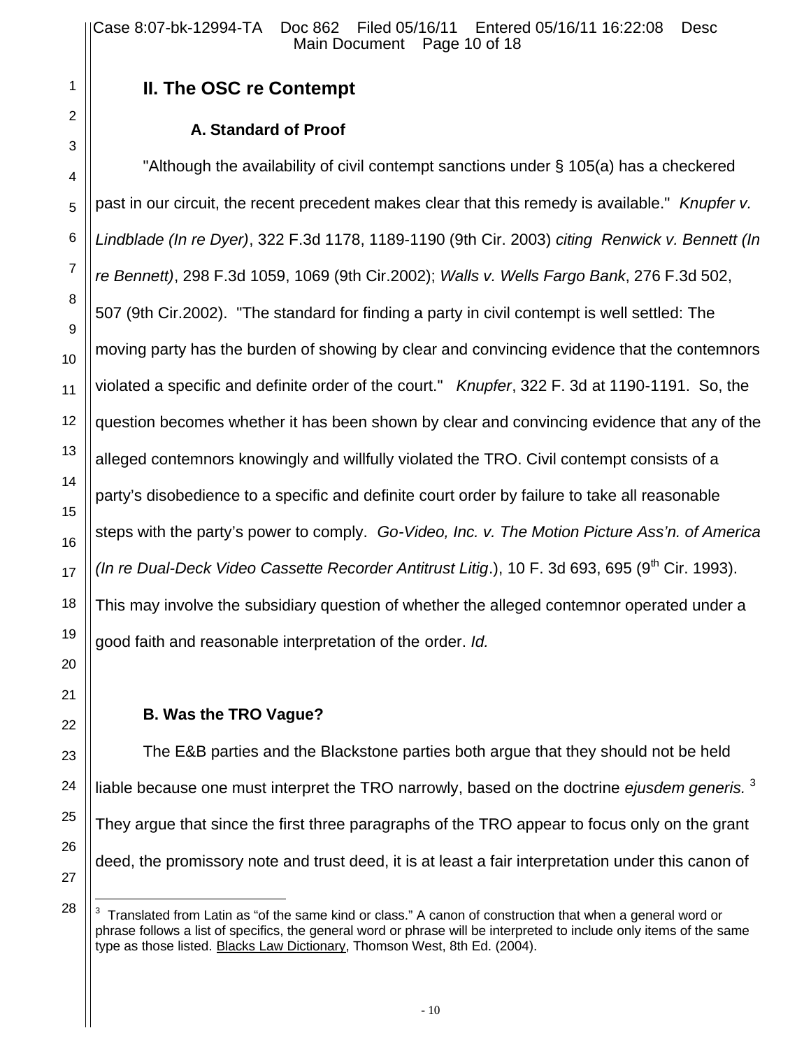## II. The OSC re Contempt

### A. Standard of Proof

"Although the availability of civil contempt sanctions under § 105(a) has a checkered past in our circuit, the recent precedent makes clear that this remedy is available." *Knupfer v. Lindblade (In re Dyer)*, 322 F.3d 1178, 1189-1190 (9th Cir. 2003) *citing Renwick v. Bennett (In re Bennett)*, 298 F.3d 1059, 1069 (9th Cir.2002); *Walls v. Wells Fargo Bank*, 276 F.3d 502, 507 (9th Cir.2002). "The standard for finding a party in civil contempt is well settled: The moving party has the burden of showing by clear and convincing evidence that the contemnors violated a specific and definite order of the court." *Knupfer*, 322 F. 3d at 1190-1191. So, the question becomes whether it has been shown by clear and convincing evidence that any of the alleged contemnors knowingly and willfully violated the TRO. Civil contempt consists of a party's disobedience to a specific and definite court order by failure to take all reasonable steps with the party's power to comply. *Go-Video, Inc. v. The Motion Picture Ass'n. of America (In re Dual-Deck Video Cassette Recorder Antitrust Litig.*), 10 F. 3d 693, 695 (9th Cir. 1993). This may involve the subsidiary question of whether the alleged contemnor operated under a good faith and reasonable interpretation of the order. *Id.*

### B. Was the TRO Vague?

The E&B parties and the Blackstone parties both argue that they should not be held liable because one must interpret the TRO narrowly, based on the doctrine *ejusdem generis.* [3] They argue that since the first three paragraphs of the TRO appear to focus only on the grant deed, the promissory note and trust deed, it is at least a fair interpretation under this canon of

---

[3] Translated from Latin as "of the same kind or class." A canon of construction that when a general word or phrase follows a list of specifics, the general word or phrase will be interpreted to include only items of the same type as those listed. Blacks Law Dictionary, Thomson West, 8th Ed. (2004).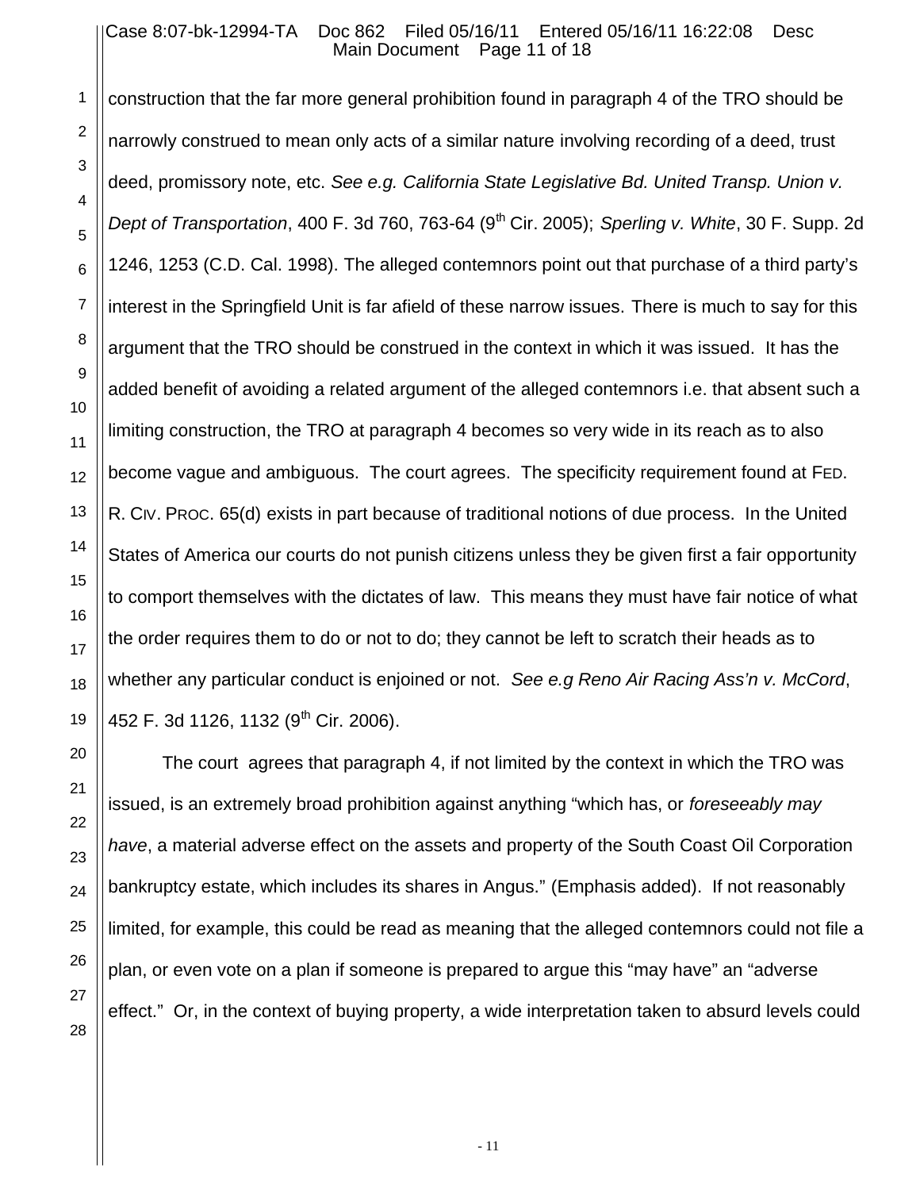construction that the far more general prohibition found in paragraph 4 of the TRO should be narrowly construed to mean only acts of a similar nature involving recording of a deed, trust deed, promissory note, etc. *See e.g. California State Legislative Bd. United Transp. Union v. Dept of Transportation*, 400 F. 3d 760, 763-64 (9th Cir. 2005); *Sperling v. White*, 30 F. Supp. 2d 1246, 1253 (C.D. Cal. 1998). The alleged contemnors point out that purchase of a third party's interest in the Springfield Unit is far afield of these narrow issues. There is much to say for this argument that the TRO should be construed in the context in which it was issued. It has the added benefit of avoiding a related argument of the alleged contemnors i.e. that absent such a limiting construction, the TRO at paragraph 4 becomes so very wide in its reach as to also become vague and ambiguous. The court agrees. The specificity requirement found at FED. R. CIV. PROC. 65(d) exists in part because of traditional notions of due process. In the United States of America our courts do not punish citizens unless they be given first a fair opportunity to comport themselves with the dictates of law. This means they must have fair notice of what the order requires them to do or not to do; they cannot be left to scratch their heads as to whether any particular conduct is enjoined or not. *See e.g Reno Air Racing Ass'n v. McCord*, 452 F. 3d 1126, 1132 (9th Cir. 2006).

The court agrees that paragraph 4, if not limited by the context in which the TRO was issued, is an extremely broad prohibition against anything "which has, or *foreseeably may have*, a material adverse effect on the assets and property of the South Coast Oil Corporation bankruptcy estate, which includes its shares in Angus." (Emphasis added). If not reasonably limited, for example, this could be read as meaning that the alleged contemnors could not file a plan, or even vote on a plan if someone is prepared to argue this "may have" an "adverse effect." Or, in the context of buying property, a wide interpretation taken to absurd levels could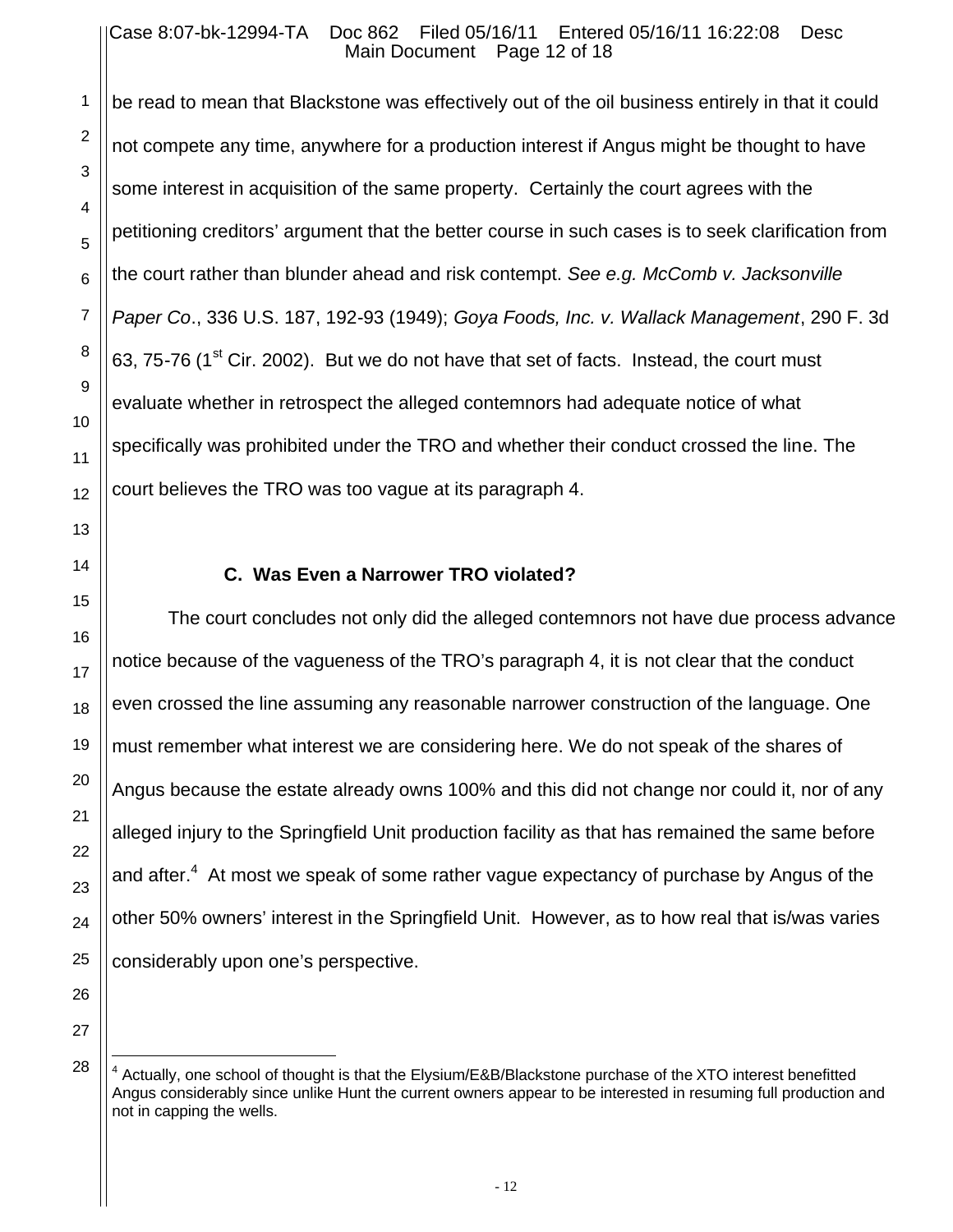be read to mean that Blackstone was effectively out of the oil business entirely in that it could not compete any time, anywhere for a production interest if Angus might be thought to have some interest in acquisition of the same property. Certainly the court agrees with the petitioning creditors' argument that the better course in such cases is to seek clarification from the court rather than blunder ahead and risk contempt. *See e.g. McComb v. Jacksonville Paper Co*., 336 U.S. 187, 192-93 (1949); *Goya Foods, Inc. v. Wallack Management*, 290 F. 3d 63, 75-76 (1st Cir. 2002). But we do not have that set of facts. Instead, the court must evaluate whether in retrospect the alleged contemnors had adequate notice of what specifically was prohibited under the TRO and whether their conduct crossed the line. The court believes the TRO was too vague at its paragraph 4.

### C. Was Even a Narrower TRO violated?

The court concludes not only did the alleged contemnors not have due process advance notice because of the vagueness of the TRO's paragraph 4, it is not clear that the conduct even crossed the line assuming any reasonable narrower construction of the language. One must remember what interest we are considering here. We do not speak of the shares of Angus because the estate already owns 100% and this did not change nor could it, nor of any alleged injury to the Springfield Unit production facility as that has remained the same before and after.[4] At most we speak of some rather vague expectancy of purchase by Angus of the other 50% owners' interest in the Springfield Unit. However, as to how real that is/was varies considerably upon one's perspective.

[4] Actually, one school of thought is that the Elysium/E&B/Blackstone purchase of the XTO interest benefitted Angus considerably since unlike Hunt the current owners appear to be interested in resuming full production and not in capping the wells.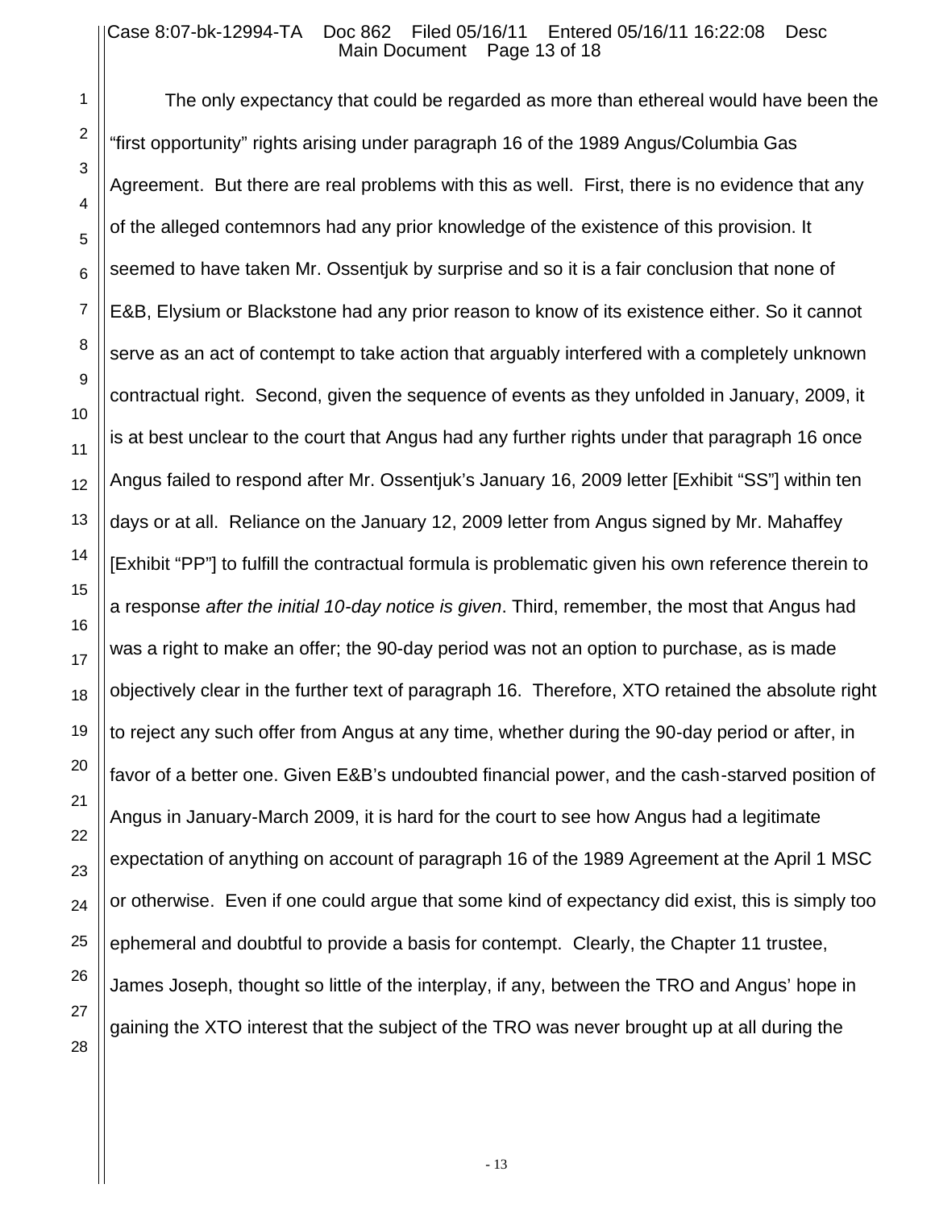The only expectancy that could be regarded as more than ethereal would have been the "first opportunity" rights arising under paragraph 16 of the 1989 Angus/Columbia Gas Agreement. But there are real problems with this as well. First, there is no evidence that any of the alleged contemnors had any prior knowledge of the existence of this provision. It seemed to have taken Mr. Ossentjuk by surprise and so it is a fair conclusion that none of E&B, Elysium or Blackstone had any prior reason to know of its existence either. So it cannot serve as an act of contempt to take action that arguably interfered with a completely unknown contractual right. Second, given the sequence of events as they unfolded in January, 2009, it is at best unclear to the court that Angus had any further rights under that paragraph 16 once Angus failed to respond after Mr. Ossentjuk's January 16, 2009 letter [Exhibit "SS"] within ten days or at all. Reliance on the January 12, 2009 letter from Angus signed by Mr. Mahaffey [Exhibit "PP"] to fulfill the contractual formula is problematic given his own reference therein to a response *after the initial 10-day notice is given*. Third, remember, the most that Angus had was a right to make an offer; the 90-day period was not an option to purchase, as is made objectively clear in the further text of paragraph 16. Therefore, XTO retained the absolute right to reject any such offer from Angus at any time, whether during the 90-day period or after, in favor of a better one. Given E&B's undoubted financial power, and the cash-starved position of Angus in January-March 2009, it is hard for the court to see how Angus had a legitimate expectation of anything on account of paragraph 16 of the 1989 Agreement at the April 1 MSC or otherwise. Even if one could argue that some kind of expectancy did exist, this is simply too ephemeral and doubtful to provide a basis for contempt. Clearly, the Chapter 11 trustee, James Joseph, thought so little of the interplay, if any, between the TRO and Angus' hope in gaining the XTO interest that the subject of the TRO was never brought up at all during the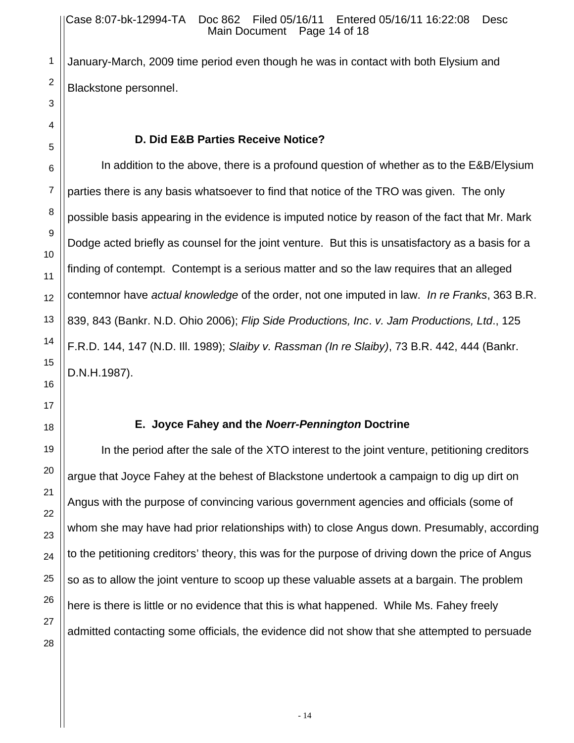January-March, 2009 time period even though he was in contact with both Elysium and Blackstone personnel.

### D. Did E&B Parties Receive Notice?

In addition to the above, there is a profound question of whether as to the E&B/Elysium parties there is any basis whatsoever to find that notice of the TRO was given. The only possible basis appearing in the evidence is imputed notice by reason of the fact that Mr. Mark Dodge acted briefly as counsel for the joint venture. But this is unsatisfactory as a basis for a finding of contempt. Contempt is a serious matter and so the law requires that an alleged contemnor have *actual knowledge* of the order, not one imputed in law. *In re Franks*, 363 B.R. 839, 843 (Bankr. N.D. Ohio 2006); *Flip Side Productions, Inc*. *v. Jam Productions, Ltd*., 125 F.R.D. 144, 147 (N.D. Ill. 1989); *Slaiby v. Rassman (In re Slaiby)*, 73 B.R. 442, 444 (Bankr. D.N.H.1987).

### E. Joyce Fahey and the *Noerr-Pennington* Doctrine

In the period after the sale of the XTO interest to the joint venture, petitioning creditors argue that Joyce Fahey at the behest of Blackstone undertook a campaign to dig up dirt on Angus with the purpose of convincing various government agencies and officials (some of whom she may have had prior relationships with) to close Angus down. Presumably, according to the petitioning creditors' theory, this was for the purpose of driving down the price of Angus so as to allow the joint venture to scoop up these valuable assets at a bargain. The problem here is there is little or no evidence that this is what happened. While Ms. Fahey freely admitted contacting some officials, the evidence did not show that she attempted to persuade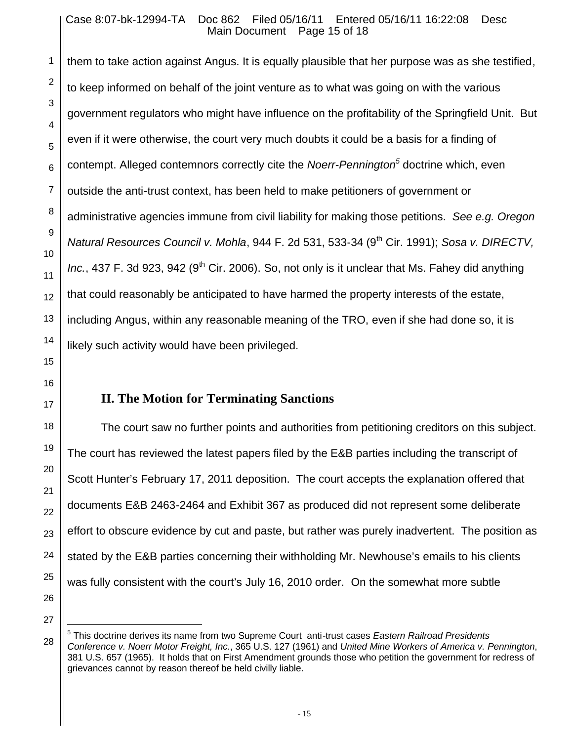them to take action against Angus. It is equally plausible that her purpose was as she testified, to keep informed on behalf of the joint venture as to what was going on with the various government regulators who might have influence on the profitability of the Springfield Unit. But even if it were otherwise, the court very much doubts it could be a basis for a finding of contempt. Alleged contemnors correctly cite the *Noerr-Pennington*[5] doctrine which, even outside the anti-trust context, has been held to make petitioners of government or administrative agencies immune from civil liability for making those petitions. *See e.g. Oregon Natural Resources Council v. Mohla*, 944 F. 2d 531, 533-34 (9th Cir. 1991); *Sosa v. DIRECTV, Inc.*, 437 F. 3d 923, 942 (9th Cir. 2006). So, not only is it unclear that Ms. Fahey did anything that could reasonably be anticipated to have harmed the property interests of the estate, including Angus, within any reasonable meaning of the TRO, even if she had done so, it is likely such activity would have been privileged.

## II. The Motion for Terminating Sanctions

The court saw no further points and authorities from petitioning creditors on this subject. The court has reviewed the latest papers filed by the E&B parties including the transcript of Scott Hunter's February 17, 2011 deposition. The court accepts the explanation offered that documents E&B 2463-2464 and Exhibit 367 as produced did not represent some deliberate effort to obscure evidence by cut and paste, but rather was purely inadvertent. The position as stated by the E&B parties concerning their withholding Mr. Newhouse's emails to his clients was fully consistent with the court's July 16, 2010 order. On the somewhat more subtle

---

[5] This doctrine derives its name from two Supreme Court anti-trust cases *Eastern Railroad Presidents Conference v. Noerr Motor Freight, Inc.*, 365 U.S. 127 (1961) and *United Mine Workers of America v. Pennington*, 381 U.S. 657 (1965). It holds that on First Amendment grounds those who petition the government for redress of grievances cannot by reason thereof be held civilly liable.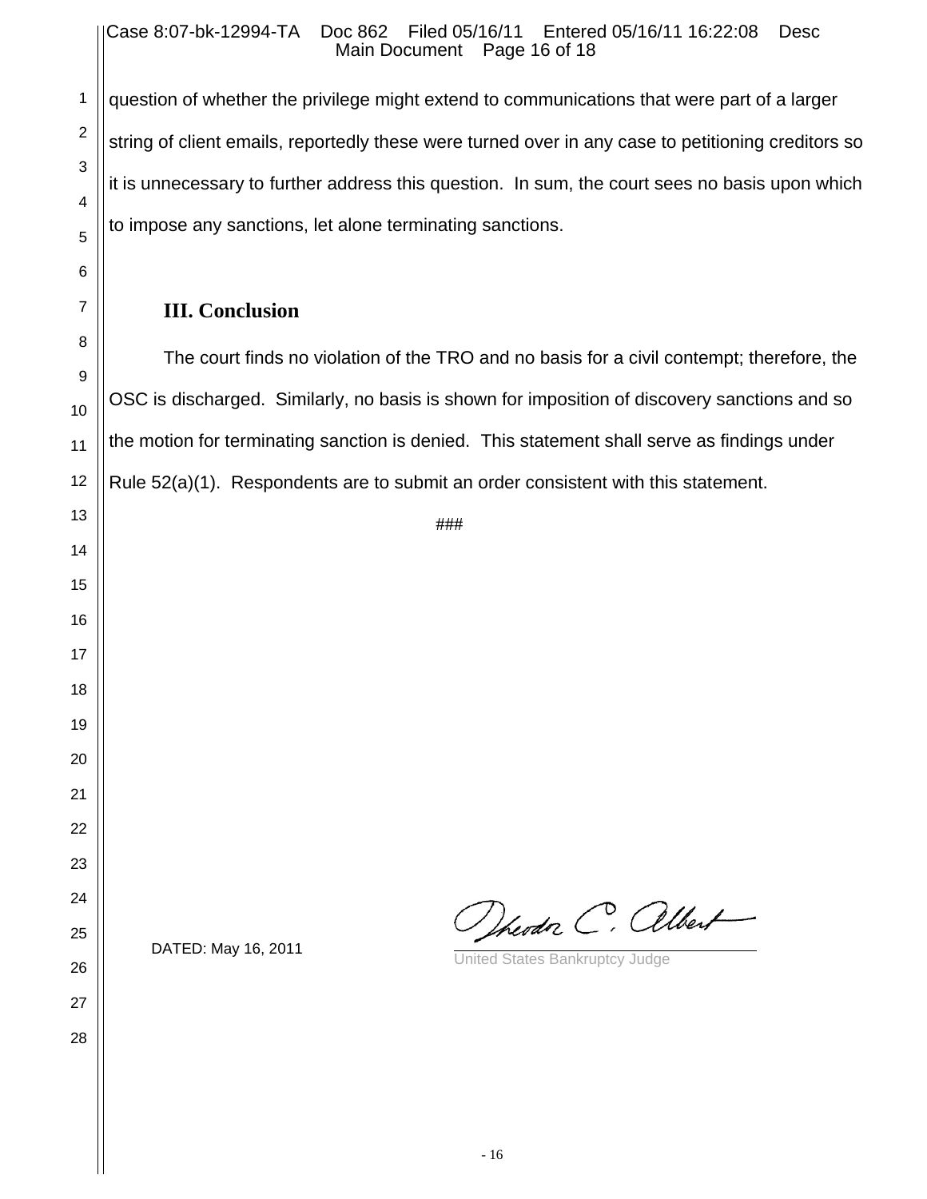question of whether the privilege might extend to communications that were part of a larger string of client emails, reportedly these were turned over in any case to petitioning creditors so it is unnecessary to further address this question. In sum, the court sees no basis upon which to impose any sanctions, let alone terminating sanctions.

## III. Conclusion

The court finds no violation of the TRO and no basis for a civil contempt; therefore, the OSC is discharged. Similarly, no basis is shown for imposition of discovery sanctions and so the motion for terminating sanction is denied. This statement shall serve as findings under Rule 52(a)(1). Respondents are to submit an order consistent with this statement.

###

DATED: May 16, 2011

Theodor C. Albert

United States Bankruptcy Judge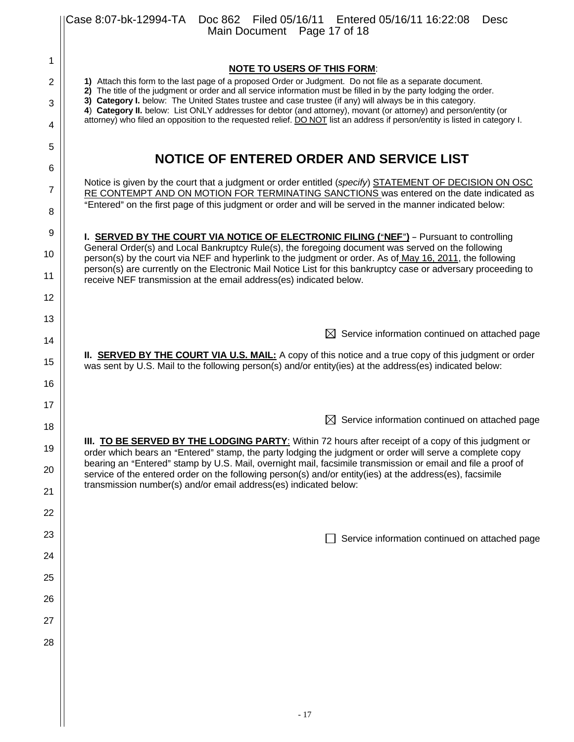**NOTE TO USERS OF THIS FORM**:

**1)** Attach this form to the last page of a proposed Order or Judgment. Do not file as a separate document.
**2)** The title of the judgment or order and all service information must be filled in by the party lodging the order.
**3) Category I.** below: The United States trustee and case trustee (if any) will always be in this category.
**4**) **Category II.** below: List ONLY addresses for debtor (and attorney), movant (or attorney) and person/entity (or attorney) who filed an opposition to the requested relief. DO NOT list an address if person/entity is listed in category I.

# NOTICE OF ENTERED ORDER AND SERVICE LIST

Notice is given by the court that a judgment or order entitled (*specify*) STATEMENT OF DECISION ON OSC RE CONTEMPT AND ON MOTION FOR TERMINATING SANCTIONS was entered on the date indicated as "Entered" on the first page of this judgment or order and will be served in the manner indicated below:

**I. SERVED BY THE COURT VIA NOTICE OF ELECTRONIC FILING ("NEF")** – Pursuant to controlling General Order(s) and Local Bankruptcy Rule(s), the foregoing document was served on the following person(s) by the court via NEF and hyperlink to the judgment or order. As of May 16, 2011, the following person(s) are currently on the Electronic Mail Notice List for this bankruptcy case or adversary proceeding to receive NEF transmission at the email address(es) indicated below.

☒ Service information continued on attached page

**II. SERVED BY THE COURT VIA U.S. MAIL:** A copy of this notice and a true copy of this judgment or order was sent by U.S. Mail to the following person(s) and/or entity(ies) at the address(es) indicated below:

☒ Service information continued on attached page

**III. TO BE SERVED BY THE LODGING PARTY**: Within 72 hours after receipt of a copy of this judgment or order which bears an "Entered" stamp, the party lodging the judgment or order will serve a complete copy bearing an "Entered" stamp by U.S. Mail, overnight mail, facsimile transmission or email and file a proof of service of the entered order on the following person(s) and/or entity(ies) at the address(es), facsimile transmission number(s) and/or email address(es) indicated below:

☐ Service information continued on attached page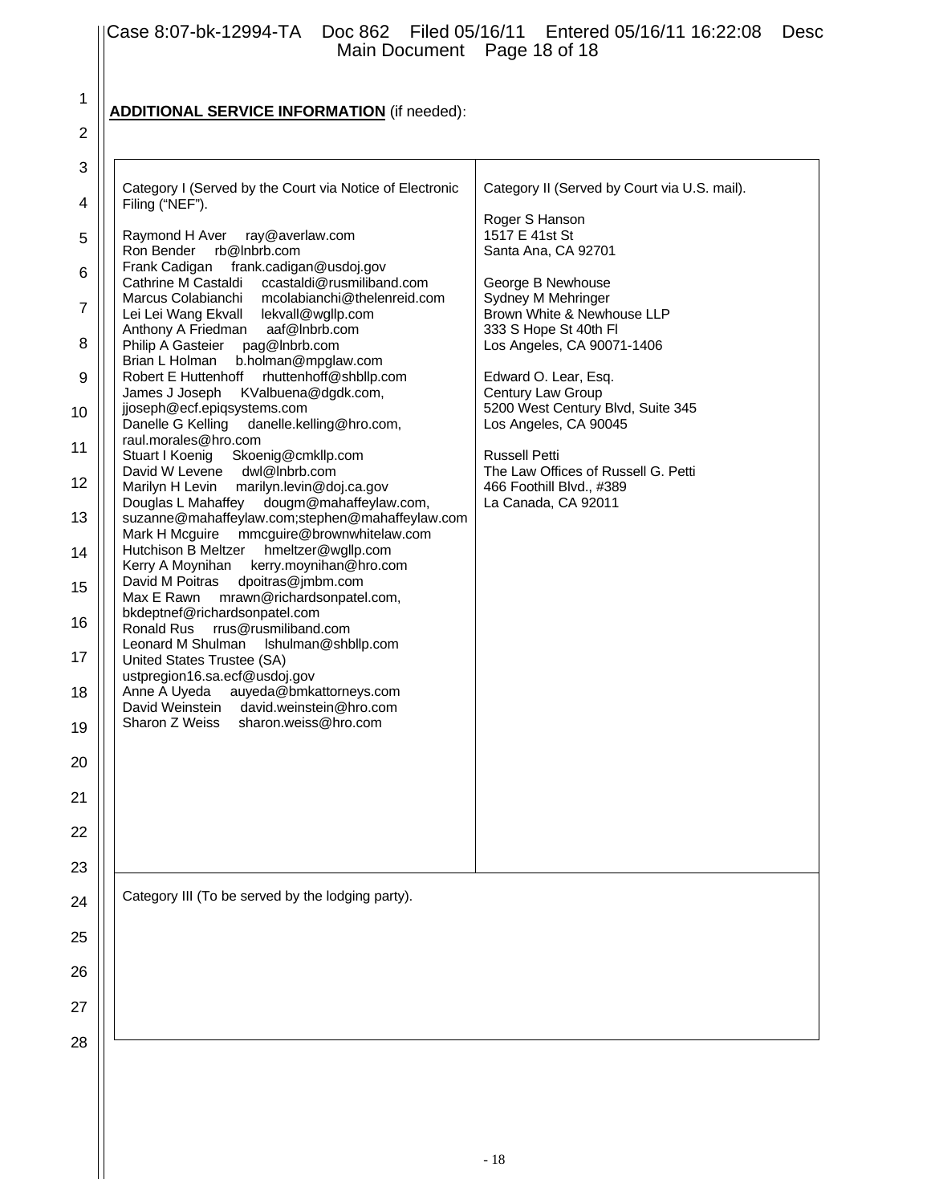**ADDITIONAL SERVICE INFORMATION** (if needed):

| | |
|---|---|
| Category I (Served by the Court via Notice of Electronic Filing ("NEF").<br><br>Raymond H Aver ray@averlaw.com<br>Ron Bender rb@lnbrb.com<br>Frank Cadigan frank.cadigan@usdoj.gov<br>Cathrine M Castaldi ccastaldi@rusmiliband.com<br>Marcus Colabianchi mcolabianchi@thelenreid.com<br>Lei Lei Wang Ekvall lekvall@wgllp.com<br>Anthony A Friedman aaf@lnbrb.com<br>Philip A Gasteier pag@lnbrb.com<br>Brian L Holman b.holman@mpglaw.com<br>Robert E Huttenhoff rhuttenhoff@shbllp.com<br>James J Joseph KValbuena@dgdk.com, jjoseph@ecf.epiqsystems.com<br>Danelle G Kelling danelle.kelling@hro.com, raul.morales@hro.com<br>Stuart I Koenig Skoenig@cmkllp.com<br>David W Levene dwl@lnbrb.com<br>Marilyn H Levin marilyn.levin@doj.ca.gov<br>Douglas L Mahaffey dougm@mahaffeylaw.com, suzanne@mahaffeylaw.com;stephen@mahaffeylaw.com<br>Mark H Mcguire mmcguire@brownwhitelaw.com<br>Hutchison B Meltzer hmeltzer@wgllp.com<br>Kerry A Moynihan kerry.moynihan@hro.com<br>David M Poitras dpoitras@jmbm.com<br>Max E Rawn mrawn@richardsonpatel.com, bkdeptnef@richardsonpatel.com<br>Ronald Rus rrus@rusmiliband.com<br>Leonard M Shulman lshulman@shbllp.com<br>United States Trustee (SA) ustpregion16.sa.ecf@usdoj.gov<br>Anne A Uyeda auyeda@bmkattorneys.com<br>David Weinstein david.weinstein@hro.com<br>Sharon Z Weiss sharon.weiss@hro.com | Category II (Served by Court via U.S. mail).<br><br>Roger S Hanson<br>1517 E 41st St<br>Santa Ana, CA 92701<br><br>George B Newhouse<br>Sydney M Mehringer<br>Brown White & Newhouse LLP<br>333 S Hope St 40th Fl<br>Los Angeles, CA 90071-1406<br><br>Edward O. Lear, Esq.<br>Century Law Group<br>5200 West Century Blvd, Suite 345<br>Los Angeles, CA 90045<br><br>Russell Petti<br>The Law Offices of Russell G. Petti<br>466 Foothill Blvd., #389<br>La Canada, CA 92011 |
| Category III (To be served by the lodging party). | |